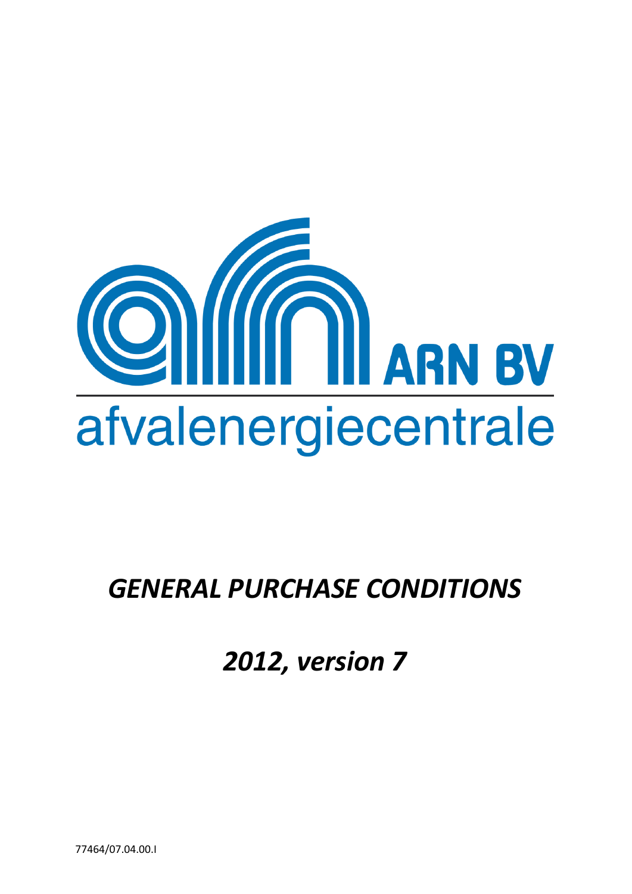ARN BV

afvalenergiecentrale

# *GENERAL PURCHASE CONDITIONS*

## *2012, version 7*

77464/07.04.00.I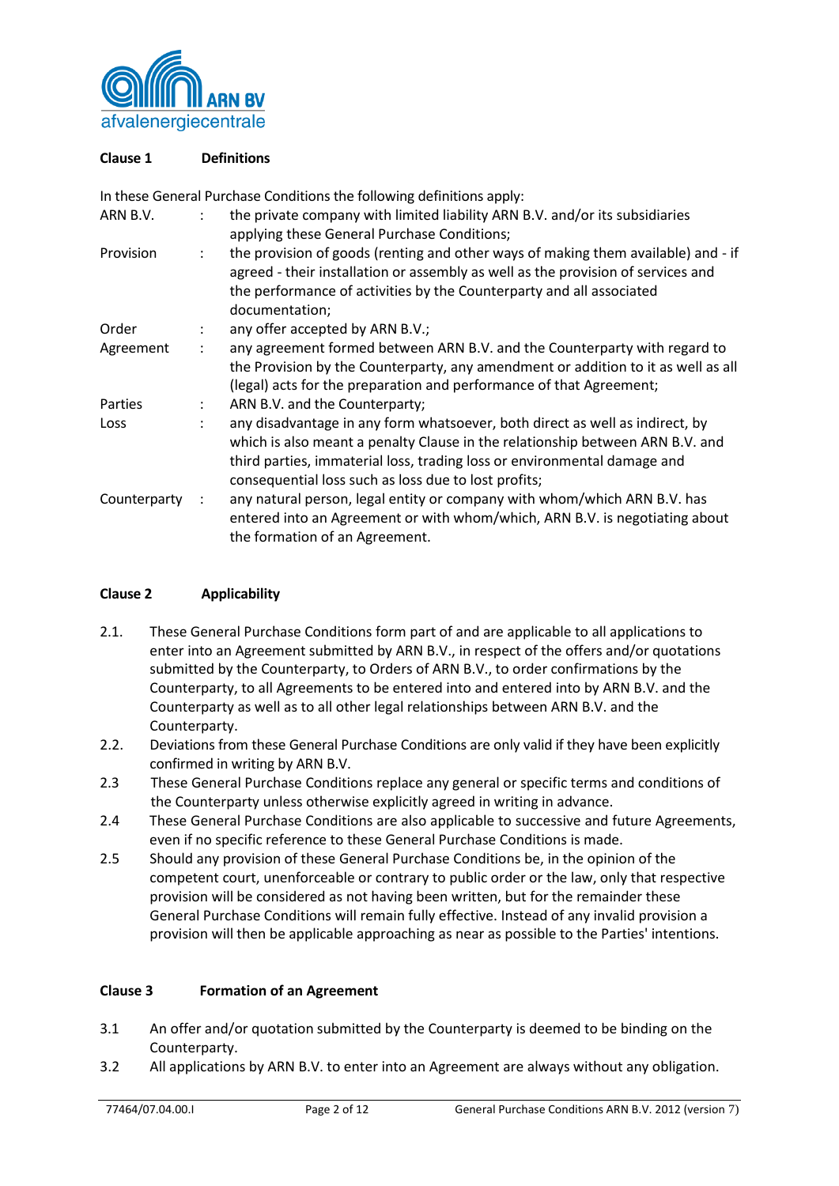## Clause 1 Definitions

In these General Purchase Conditions the following definitions apply:

| | | |
|---|---|---|
| ARN B.V. | : | the private company with limited liability ARN B.V. and/or its subsidiaries applying these General Purchase Conditions; |
| Provision | : | the provision of goods (renting and other ways of making them available) and - if agreed - their installation or assembly as well as the provision of services and the performance of activities by the Counterparty and all associated documentation; |
| Order | : | any offer accepted by ARN B.V.; |
| Agreement | : | any agreement formed between ARN B.V. and the Counterparty with regard to the Provision by the Counterparty, any amendment or addition to it as well as all (legal) acts for the preparation and performance of that Agreement; |
| Parties | : | ARN B.V. and the Counterparty; |
| Loss | : | any disadvantage in any form whatsoever, both direct as well as indirect, by which is also meant a penalty Clause in the relationship between ARN B.V. and third parties, immaterial loss, trading loss or environmental damage and consequential loss such as loss due to lost profits; |
| Counterparty | : | any natural person, legal entity or company with whom/which ARN B.V. has entered into an Agreement or with whom/which, ARN B.V. is negotiating about the formation of an Agreement. |

## Clause 2 Applicability

2.1. These General Purchase Conditions form part of and are applicable to all applications to enter into an Agreement submitted by ARN B.V., in respect of the offers and/or quotations submitted by the Counterparty, to Orders of ARN B.V., to order confirmations by the Counterparty, to all Agreements to be entered into and entered into by ARN B.V. and the Counterparty as well as to all other legal relationships between ARN B.V. and the Counterparty.

2.2. Deviations from these General Purchase Conditions are only valid if they have been explicitly confirmed in writing by ARN B.V.

2.3 These General Purchase Conditions replace any general or specific terms and conditions of the Counterparty unless otherwise explicitly agreed in writing in advance.

2.4 These General Purchase Conditions are also applicable to successive and future Agreements, even if no specific reference to these General Purchase Conditions is made.

2.5 Should any provision of these General Purchase Conditions be, in the opinion of the competent court, unenforceable or contrary to public order or the law, only that respective provision will be considered as not having been written, but for the remainder these General Purchase Conditions will remain fully effective. Instead of any invalid provision a provision will then be applicable approaching as near as possible to the Parties' intentions.

## Clause 3 Formation of an Agreement

3.1 An offer and/or quotation submitted by the Counterparty is deemed to be binding on the Counterparty.

3.2 All applications by ARN B.V. to enter into an Agreement are always without any obligation.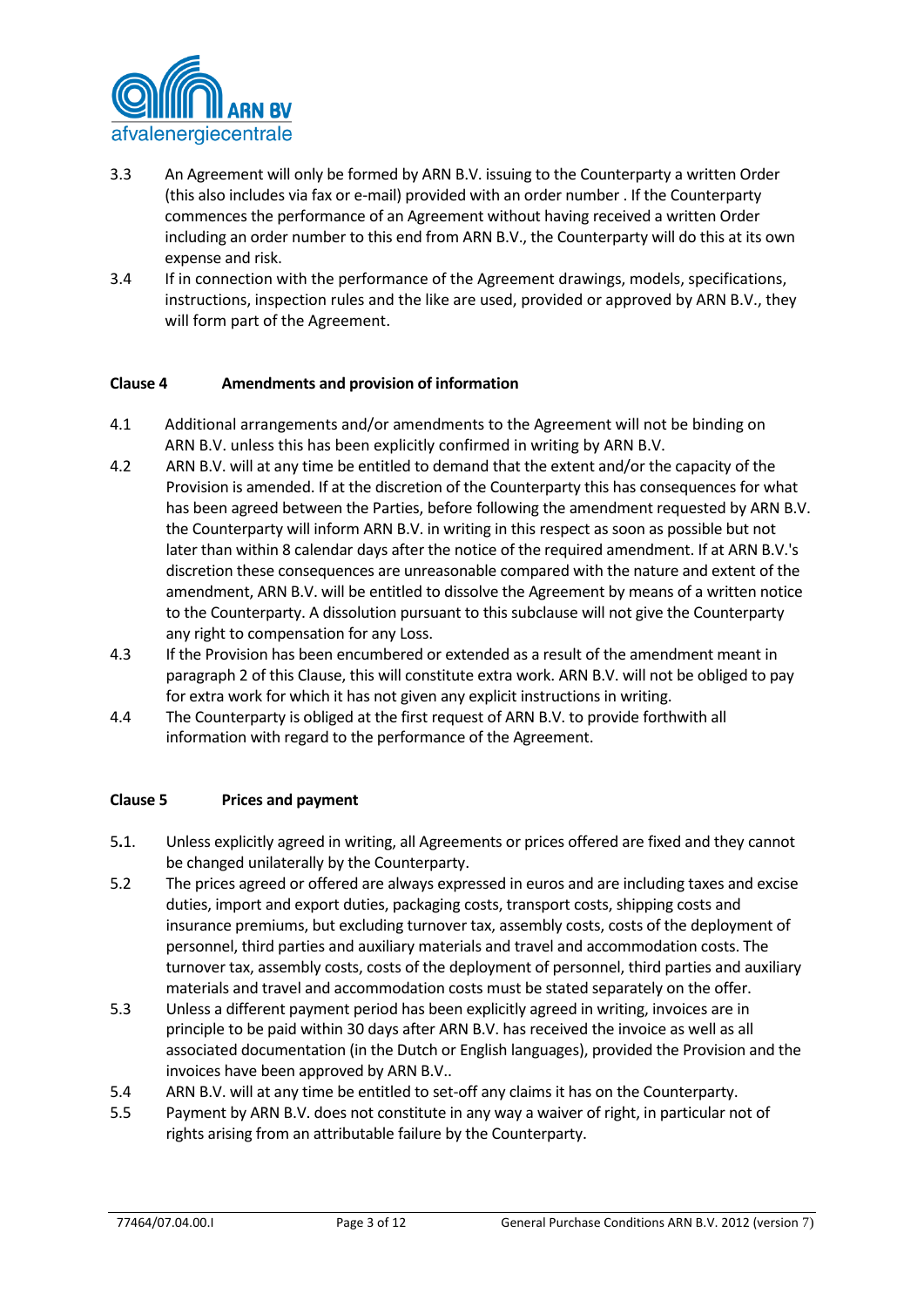3.3 An Agreement will only be formed by ARN B.V. issuing to the Counterparty a written Order (this also includes via fax or e-mail) provided with an order number . If the Counterparty commences the performance of an Agreement without having received a written Order including an order number to this end from ARN B.V., the Counterparty will do this at its own expense and risk.

3.4 If in connection with the performance of the Agreement drawings, models, specifications, instructions, inspection rules and the like are used, provided or approved by ARN B.V., they will form part of the Agreement.

### Clause 4 Amendments and provision of information

4.1 Additional arrangements and/or amendments to the Agreement will not be binding on ARN B.V. unless this has been explicitly confirmed in writing by ARN B.V.

4.2 ARN B.V. will at any time be entitled to demand that the extent and/or the capacity of the Provision is amended. If at the discretion of the Counterparty this has consequences for what has been agreed between the Parties, before following the amendment requested by ARN B.V. the Counterparty will inform ARN B.V. in writing in this respect as soon as possible but not later than within 8 calendar days after the notice of the required amendment. If at ARN B.V.'s discretion these consequences are unreasonable compared with the nature and extent of the amendment, ARN B.V. will be entitled to dissolve the Agreement by means of a written notice to the Counterparty. A dissolution pursuant to this subclause will not give the Counterparty any right to compensation for any Loss.

4.3 If the Provision has been encumbered or extended as a result of the amendment meant in paragraph 2 of this Clause, this will constitute extra work. ARN B.V. will not be obliged to pay for extra work for which it has not given any explicit instructions in writing.

4.4 The Counterparty is obliged at the first request of ARN B.V. to provide forthwith all information with regard to the performance of the Agreement.

### Clause 5 Prices and payment

5.1. Unless explicitly agreed in writing, all Agreements or prices offered are fixed and they cannot be changed unilaterally by the Counterparty.

5.2 The prices agreed or offered are always expressed in euros and are including taxes and excise duties, import and export duties, packaging costs, transport costs, shipping costs and insurance premiums, but excluding turnover tax, assembly costs, costs of the deployment of personnel, third parties and auxiliary materials and travel and accommodation costs. The turnover tax, assembly costs, costs of the deployment of personnel, third parties and auxiliary materials and travel and accommodation costs must be stated separately on the offer.

5.3 Unless a different payment period has been explicitly agreed in writing, invoices are in principle to be paid within 30 days after ARN B.V. has received the invoice as well as all associated documentation (in the Dutch or English languages), provided the Provision and the invoices have been approved by ARN B.V..

5.4 ARN B.V. will at any time be entitled to set-off any claims it has on the Counterparty.

5.5 Payment by ARN B.V. does not constitute in any way a waiver of right, in particular not of rights arising from an attributable failure by the Counterparty.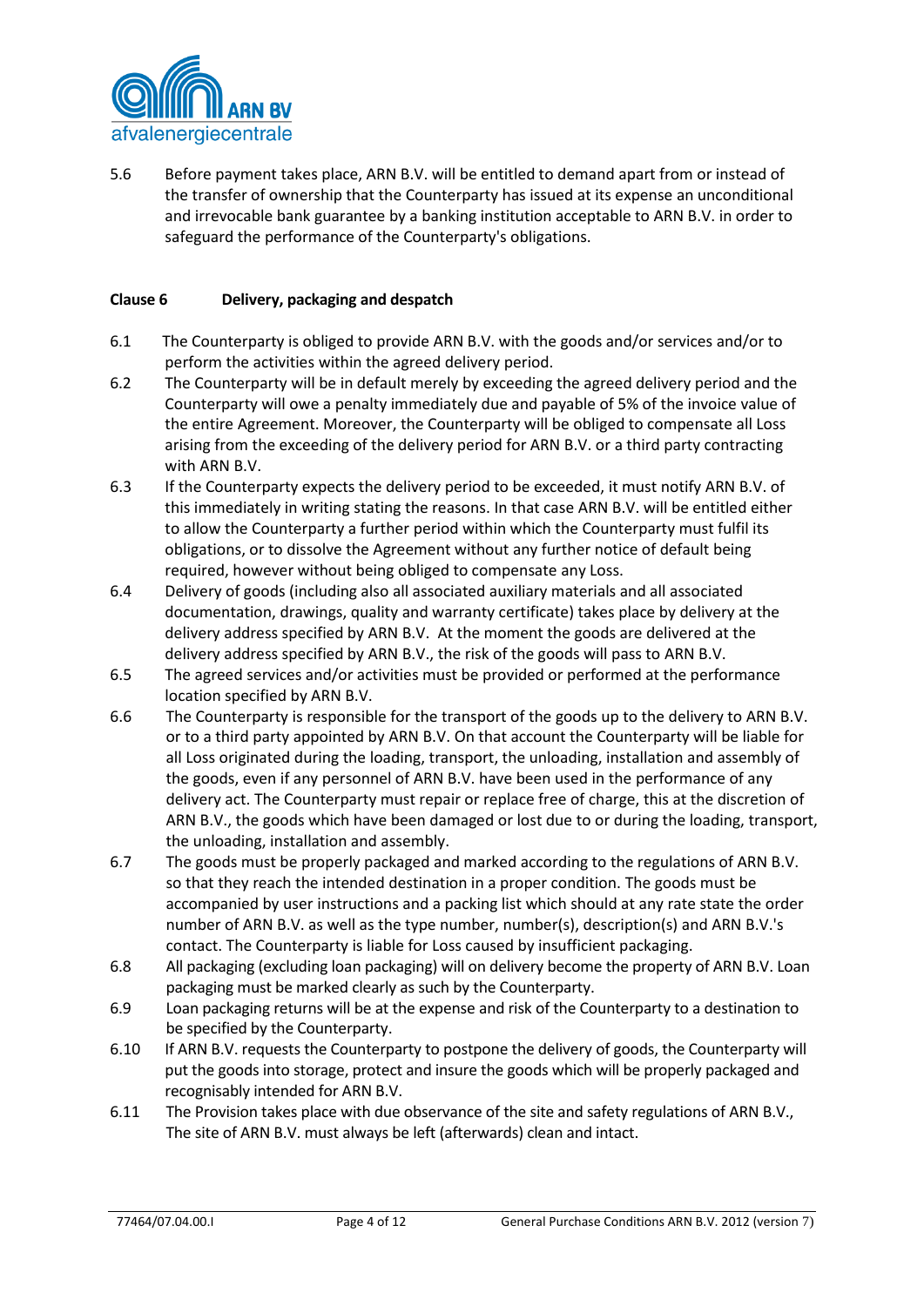5.6 Before payment takes place, ARN B.V. will be entitled to demand apart from or instead of the transfer of ownership that the Counterparty has issued at its expense an unconditional and irrevocable bank guarantee by a banking institution acceptable to ARN B.V. in order to safeguard the performance of the Counterparty's obligations.

**Clause 6 Delivery, packaging and despatch**

6.1 The Counterparty is obliged to provide ARN B.V. with the goods and/or services and/or to perform the activities within the agreed delivery period.

6.2 The Counterparty will be in default merely by exceeding the agreed delivery period and the Counterparty will owe a penalty immediately due and payable of 5% of the invoice value of the entire Agreement. Moreover, the Counterparty will be obliged to compensate all Loss arising from the exceeding of the delivery period for ARN B.V. or a third party contracting with ARN B.V.

6.3 If the Counterparty expects the delivery period to be exceeded, it must notify ARN B.V. of this immediately in writing stating the reasons. In that case ARN B.V. will be entitled either to allow the Counterparty a further period within which the Counterparty must fulfil its obligations, or to dissolve the Agreement without any further notice of default being required, however without being obliged to compensate any Loss.

6.4 Delivery of goods (including also all associated auxiliary materials and all associated documentation, drawings, quality and warranty certificate) takes place by delivery at the delivery address specified by ARN B.V. At the moment the goods are delivered at the delivery address specified by ARN B.V., the risk of the goods will pass to ARN B.V.

6.5 The agreed services and/or activities must be provided or performed at the performance location specified by ARN B.V.

6.6 The Counterparty is responsible for the transport of the goods up to the delivery to ARN B.V. or to a third party appointed by ARN B.V. On that account the Counterparty will be liable for all Loss originated during the loading, transport, the unloading, installation and assembly of the goods, even if any personnel of ARN B.V. have been used in the performance of any delivery act. The Counterparty must repair or replace free of charge, this at the discretion of ARN B.V., the goods which have been damaged or lost due to or during the loading, transport, the unloading, installation and assembly.

6.7 The goods must be properly packaged and marked according to the regulations of ARN B.V. so that they reach the intended destination in a proper condition. The goods must be accompanied by user instructions and a packing list which should at any rate state the order number of ARN B.V. as well as the type number, number(s), description(s) and ARN B.V.'s contact. The Counterparty is liable for Loss caused by insufficient packaging.

6.8 All packaging (excluding loan packaging) will on delivery become the property of ARN B.V. Loan packaging must be marked clearly as such by the Counterparty.

6.9 Loan packaging returns will be at the expense and risk of the Counterparty to a destination to be specified by the Counterparty.

6.10 If ARN B.V. requests the Counterparty to postpone the delivery of goods, the Counterparty will put the goods into storage, protect and insure the goods which will be properly packaged and recognisably intended for ARN B.V.

6.11 The Provision takes place with due observance of the site and safety regulations of ARN B.V., The site of ARN B.V. must always be left (afterwards) clean and intact.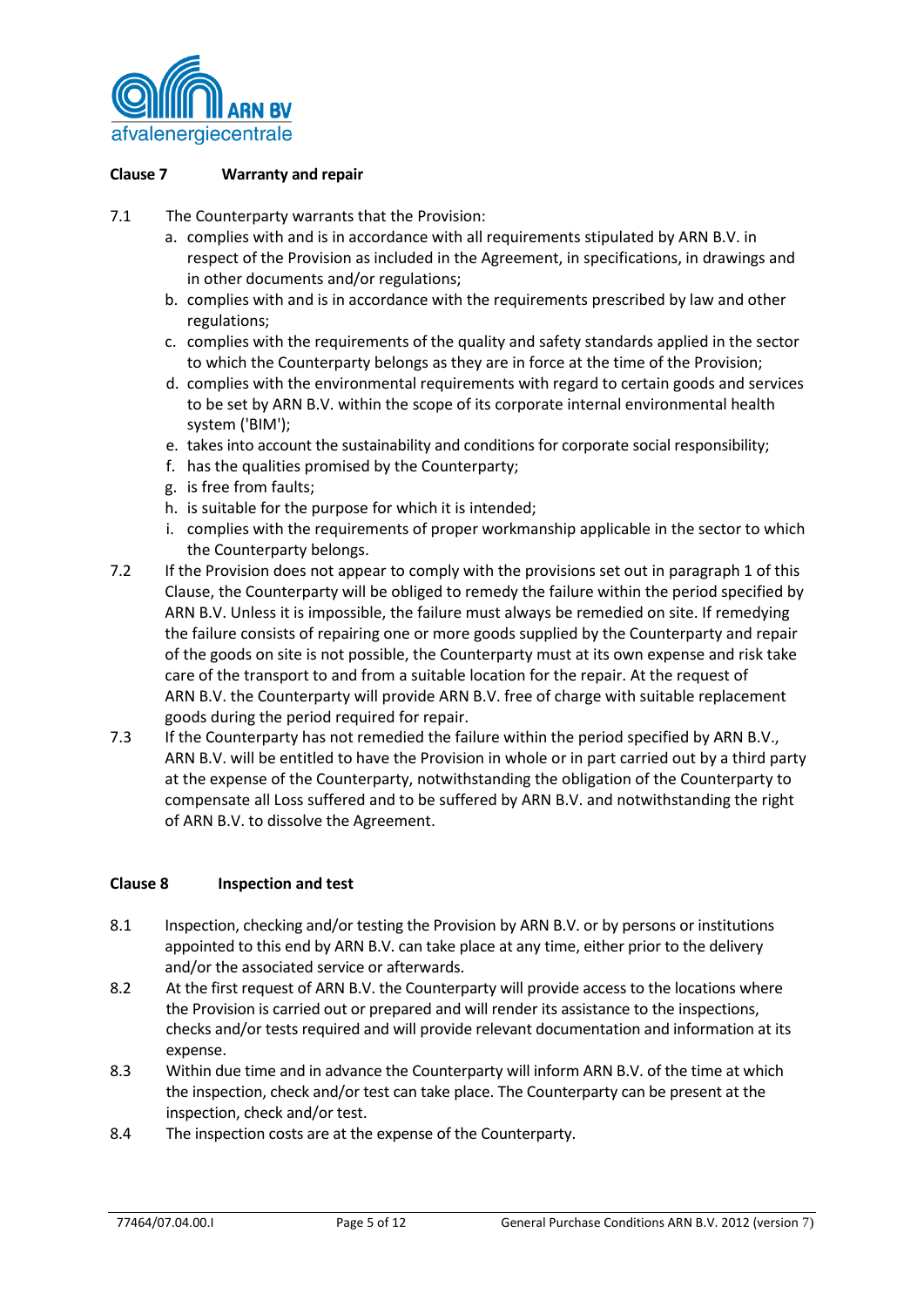## Clause 7 Warranty and repair

7.1 The Counterparty warrants that the Provision:

a. complies with and is in accordance with all requirements stipulated by ARN B.V. in respect of the Provision as included in the Agreement, in specifications, in drawings and in other documents and/or regulations;
b. complies with and is in accordance with the requirements prescribed by law and other regulations;
c. complies with the requirements of the quality and safety standards applied in the sector to which the Counterparty belongs as they are in force at the time of the Provision;
d. complies with the environmental requirements with regard to certain goods and services to be set by ARN B.V. within the scope of its corporate internal environmental health system ('BIM');
e. takes into account the sustainability and conditions for corporate social responsibility;
f. has the qualities promised by the Counterparty;
g. is free from faults;
h. is suitable for the purpose for which it is intended;
i. complies with the requirements of proper workmanship applicable in the sector to which the Counterparty belongs.

7.2 If the Provision does not appear to comply with the provisions set out in paragraph 1 of this Clause, the Counterparty will be obliged to remedy the failure within the period specified by ARN B.V. Unless it is impossible, the failure must always be remedied on site. If remedying the failure consists of repairing one or more goods supplied by the Counterparty and repair of the goods on site is not possible, the Counterparty must at its own expense and risk take care of the transport to and from a suitable location for the repair. At the request of ARN B.V. the Counterparty will provide ARN B.V. free of charge with suitable replacement goods during the period required for repair.

7.3 If the Counterparty has not remedied the failure within the period specified by ARN B.V., ARN B.V. will be entitled to have the Provision in whole or in part carried out by a third party at the expense of the Counterparty, notwithstanding the obligation of the Counterparty to compensate all Loss suffered and to be suffered by ARN B.V. and notwithstanding the right of ARN B.V. to dissolve the Agreement.

## Clause 8 Inspection and test

8.1 Inspection, checking and/or testing the Provision by ARN B.V. or by persons or institutions appointed to this end by ARN B.V. can take place at any time, either prior to the delivery and/or the associated service or afterwards.

8.2 At the first request of ARN B.V. the Counterparty will provide access to the locations where the Provision is carried out or prepared and will render its assistance to the inspections, checks and/or tests required and will provide relevant documentation and information at its expense.

8.3 Within due time and in advance the Counterparty will inform ARN B.V. of the time at which the inspection, check and/or test can take place. The Counterparty can be present at the inspection, check and/or test.

8.4 The inspection costs are at the expense of the Counterparty.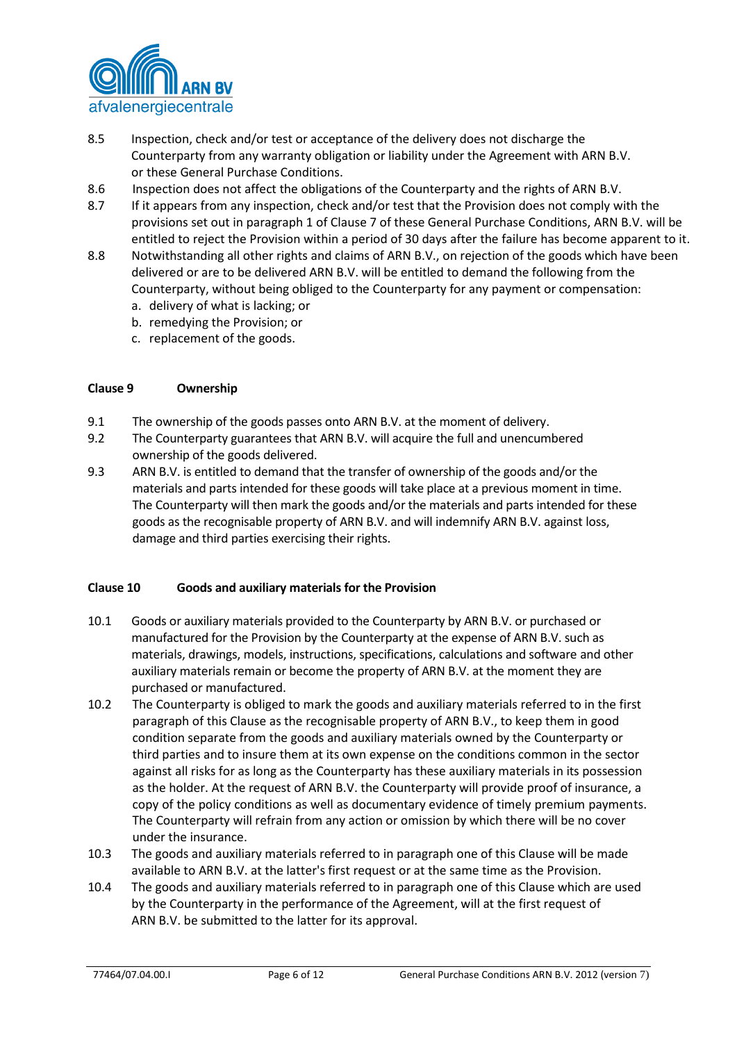8.5 Inspection, check and/or test or acceptance of the delivery does not discharge the Counterparty from any warranty obligation or liability under the Agreement with ARN B.V. or these General Purchase Conditions.

8.6 Inspection does not affect the obligations of the Counterparty and the rights of ARN B.V.

8.7 If it appears from any inspection, check and/or test that the Provision does not comply with the provisions set out in paragraph 1 of Clause 7 of these General Purchase Conditions, ARN B.V. will be entitled to reject the Provision within a period of 30 days after the failure has become apparent to it.

8.8 Notwithstanding all other rights and claims of ARN B.V., on rejection of the goods which have been delivered or are to be delivered ARN B.V. will be entitled to demand the following from the Counterparty, without being obliged to the Counterparty for any payment or compensation:

a. delivery of what is lacking; or
b. remedying the Provision; or
c. replacement of the goods.

## Clause 9 Ownership

9.1 The ownership of the goods passes onto ARN B.V. at the moment of delivery.

9.2 The Counterparty guarantees that ARN B.V. will acquire the full and unencumbered ownership of the goods delivered.

9.3 ARN B.V. is entitled to demand that the transfer of ownership of the goods and/or the materials and parts intended for these goods will take place at a previous moment in time. The Counterparty will then mark the goods and/or the materials and parts intended for these goods as the recognisable property of ARN B.V. and will indemnify ARN B.V. against loss, damage and third parties exercising their rights.

## Clause 10 Goods and auxiliary materials for the Provision

10.1 Goods or auxiliary materials provided to the Counterparty by ARN B.V. or purchased or manufactured for the Provision by the Counterparty at the expense of ARN B.V. such as materials, drawings, models, instructions, specifications, calculations and software and other auxiliary materials remain or become the property of ARN B.V. at the moment they are purchased or manufactured.

10.2 The Counterparty is obliged to mark the goods and auxiliary materials referred to in the first paragraph of this Clause as the recognisable property of ARN B.V., to keep them in good condition separate from the goods and auxiliary materials owned by the Counterparty or third parties and to insure them at its own expense on the conditions common in the sector against all risks for as long as the Counterparty has these auxiliary materials in its possession as the holder. At the request of ARN B.V. the Counterparty will provide proof of insurance, a copy of the policy conditions as well as documentary evidence of timely premium payments. The Counterparty will refrain from any action or omission by which there will be no cover under the insurance.

10.3 The goods and auxiliary materials referred to in paragraph one of this Clause will be made available to ARN B.V. at the latter's first request or at the same time as the Provision.

10.4 The goods and auxiliary materials referred to in paragraph one of this Clause which are used by the Counterparty in the performance of the Agreement, will at the first request of ARN B.V. be submitted to the latter for its approval.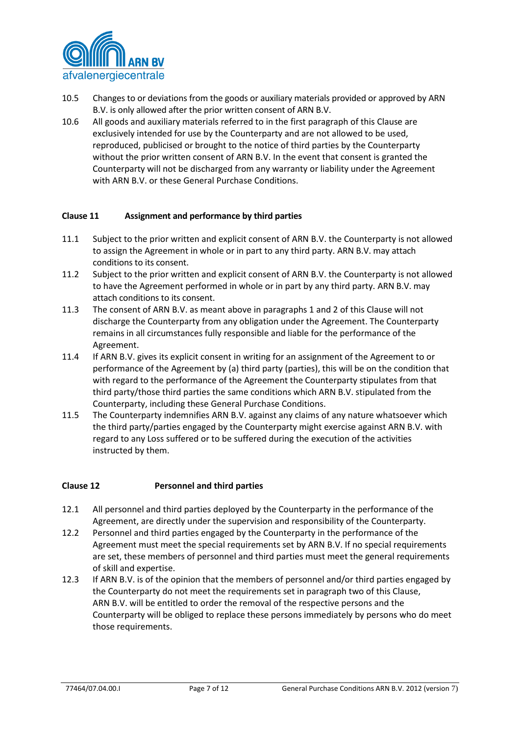10.5 Changes to or deviations from the goods or auxiliary materials provided or approved by ARN B.V. is only allowed after the prior written consent of ARN B.V.

10.6 All goods and auxiliary materials referred to in the first paragraph of this Clause are exclusively intended for use by the Counterparty and are not allowed to be used, reproduced, publicised or brought to the notice of third parties by the Counterparty without the prior written consent of ARN B.V. In the event that consent is granted the Counterparty will not be discharged from any warranty or liability under the Agreement with ARN B.V. or these General Purchase Conditions.

**Clause 11 Assignment and performance by third parties**

11.1 Subject to the prior written and explicit consent of ARN B.V. the Counterparty is not allowed to assign the Agreement in whole or in part to any third party. ARN B.V. may attach conditions to its consent.

11.2 Subject to the prior written and explicit consent of ARN B.V. the Counterparty is not allowed to have the Agreement performed in whole or in part by any third party. ARN B.V. may attach conditions to its consent.

11.3 The consent of ARN B.V. as meant above in paragraphs 1 and 2 of this Clause will not discharge the Counterparty from any obligation under the Agreement. The Counterparty remains in all circumstances fully responsible and liable for the performance of the Agreement.

11.4 If ARN B.V. gives its explicit consent in writing for an assignment of the Agreement to or performance of the Agreement by (a) third party (parties), this will be on the condition that with regard to the performance of the Agreement the Counterparty stipulates from that third party/those third parties the same conditions which ARN B.V. stipulated from the Counterparty, including these General Purchase Conditions.

11.5 The Counterparty indemnifies ARN B.V. against any claims of any nature whatsoever which the third party/parties engaged by the Counterparty might exercise against ARN B.V. with regard to any Loss suffered or to be suffered during the execution of the activities instructed by them.

**Clause 12 Personnel and third parties**

12.1 All personnel and third parties deployed by the Counterparty in the performance of the Agreement, are directly under the supervision and responsibility of the Counterparty.

12.2 Personnel and third parties engaged by the Counterparty in the performance of the Agreement must meet the special requirements set by ARN B.V. If no special requirements are set, these members of personnel and third parties must meet the general requirements of skill and expertise.

12.3 If ARN B.V. is of the opinion that the members of personnel and/or third parties engaged by the Counterparty do not meet the requirements set in paragraph two of this Clause, ARN B.V. will be entitled to order the removal of the respective persons and the Counterparty will be obliged to replace these persons immediately by persons who do meet those requirements.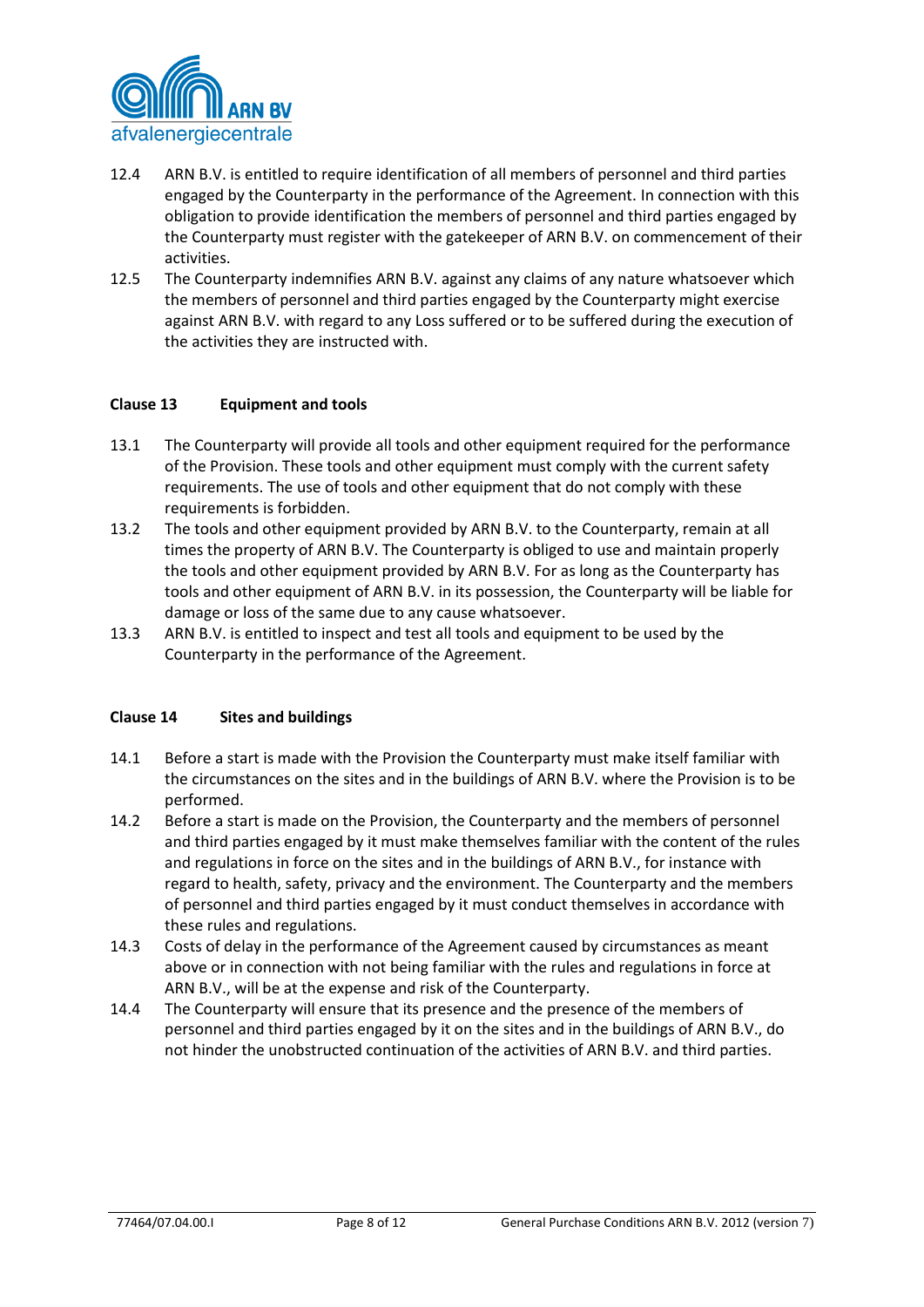12.4 ARN B.V. is entitled to require identification of all members of personnel and third parties engaged by the Counterparty in the performance of the Agreement. In connection with this obligation to provide identification the members of personnel and third parties engaged by the Counterparty must register with the gatekeeper of ARN B.V. on commencement of their activities.

12.5 The Counterparty indemnifies ARN B.V. against any claims of any nature whatsoever which the members of personnel and third parties engaged by the Counterparty might exercise against ARN B.V. with regard to any Loss suffered or to be suffered during the execution of the activities they are instructed with.

### Clause 13 Equipment and tools

13.1 The Counterparty will provide all tools and other equipment required for the performance of the Provision. These tools and other equipment must comply with the current safety requirements. The use of tools and other equipment that do not comply with these requirements is forbidden.

13.2 The tools and other equipment provided by ARN B.V. to the Counterparty, remain at all times the property of ARN B.V. The Counterparty is obliged to use and maintain properly the tools and other equipment provided by ARN B.V. For as long as the Counterparty has tools and other equipment of ARN B.V. in its possession, the Counterparty will be liable for damage or loss of the same due to any cause whatsoever.

13.3 ARN B.V. is entitled to inspect and test all tools and equipment to be used by the Counterparty in the performance of the Agreement.

### Clause 14 Sites and buildings

14.1 Before a start is made with the Provision the Counterparty must make itself familiar with the circumstances on the sites and in the buildings of ARN B.V. where the Provision is to be performed.

14.2 Before a start is made on the Provision, the Counterparty and the members of personnel and third parties engaged by it must make themselves familiar with the content of the rules and regulations in force on the sites and in the buildings of ARN B.V., for instance with regard to health, safety, privacy and the environment. The Counterparty and the members of personnel and third parties engaged by it must conduct themselves in accordance with these rules and regulations.

14.3 Costs of delay in the performance of the Agreement caused by circumstances as meant above or in connection with not being familiar with the rules and regulations in force at ARN B.V., will be at the expense and risk of the Counterparty.

14.4 The Counterparty will ensure that its presence and the presence of the members of personnel and third parties engaged by it on the sites and in the buildings of ARN B.V., do not hinder the unobstructed continuation of the activities of ARN B.V. and third parties.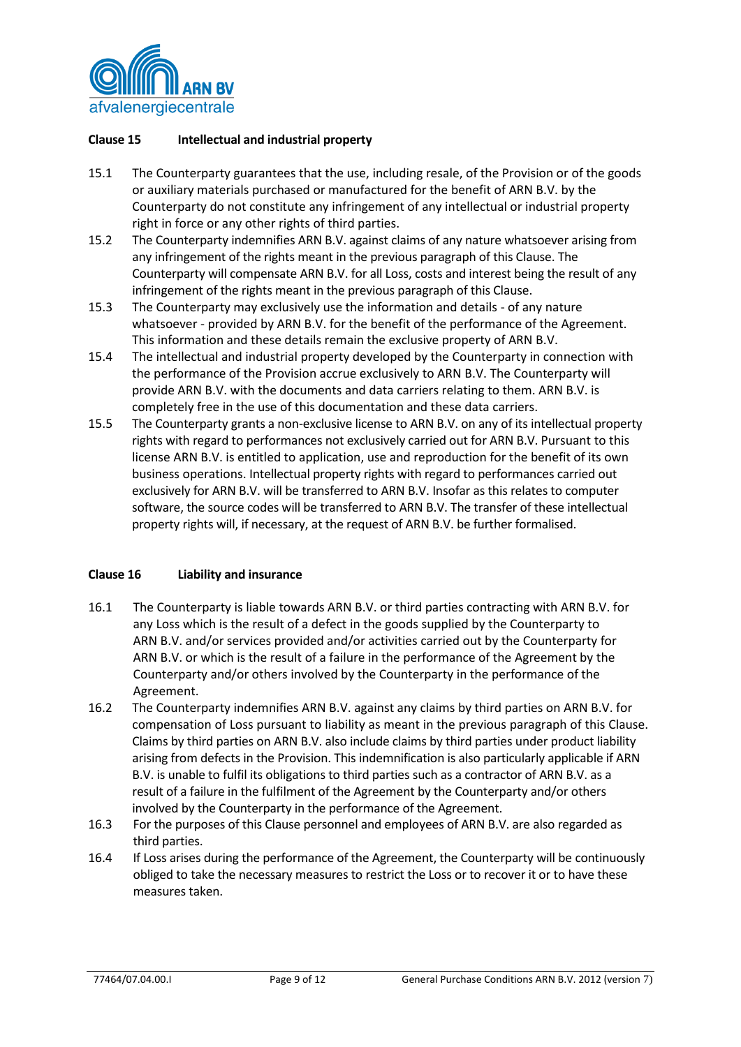## Clause 15 Intellectual and industrial property

15.1 The Counterparty guarantees that the use, including resale, of the Provision or of the goods or auxiliary materials purchased or manufactured for the benefit of ARN B.V. by the Counterparty do not constitute any infringement of any intellectual or industrial property right in force or any other rights of third parties.

15.2 The Counterparty indemnifies ARN B.V. against claims of any nature whatsoever arising from any infringement of the rights meant in the previous paragraph of this Clause. The Counterparty will compensate ARN B.V. for all Loss, costs and interest being the result of any infringement of the rights meant in the previous paragraph of this Clause.

15.3 The Counterparty may exclusively use the information and details - of any nature whatsoever - provided by ARN B.V. for the benefit of the performance of the Agreement. This information and these details remain the exclusive property of ARN B.V.

15.4 The intellectual and industrial property developed by the Counterparty in connection with the performance of the Provision accrue exclusively to ARN B.V. The Counterparty will provide ARN B.V. with the documents and data carriers relating to them. ARN B.V. is completely free in the use of this documentation and these data carriers.

15.5 The Counterparty grants a non-exclusive license to ARN B.V. on any of its intellectual property rights with regard to performances not exclusively carried out for ARN B.V. Pursuant to this license ARN B.V. is entitled to application, use and reproduction for the benefit of its own business operations. Intellectual property rights with regard to performances carried out exclusively for ARN B.V. will be transferred to ARN B.V. Insofar as this relates to computer software, the source codes will be transferred to ARN B.V. The transfer of these intellectual property rights will, if necessary, at the request of ARN B.V. be further formalised.

## Clause 16 Liability and insurance

16.1 The Counterparty is liable towards ARN B.V. or third parties contracting with ARN B.V. for any Loss which is the result of a defect in the goods supplied by the Counterparty to ARN B.V. and/or services provided and/or activities carried out by the Counterparty for ARN B.V. or which is the result of a failure in the performance of the Agreement by the Counterparty and/or others involved by the Counterparty in the performance of the Agreement.

16.2 The Counterparty indemnifies ARN B.V. against any claims by third parties on ARN B.V. for compensation of Loss pursuant to liability as meant in the previous paragraph of this Clause. Claims by third parties on ARN B.V. also include claims by third parties under product liability arising from defects in the Provision. This indemnification is also particularly applicable if ARN B.V. is unable to fulfil its obligations to third parties such as a contractor of ARN B.V. as a result of a failure in the fulfilment of the Agreement by the Counterparty and/or others involved by the Counterparty in the performance of the Agreement.

16.3 For the purposes of this Clause personnel and employees of ARN B.V. are also regarded as third parties.

16.4 If Loss arises during the performance of the Agreement, the Counterparty will be continuously obliged to take the necessary measures to restrict the Loss or to recover it or to have these measures taken.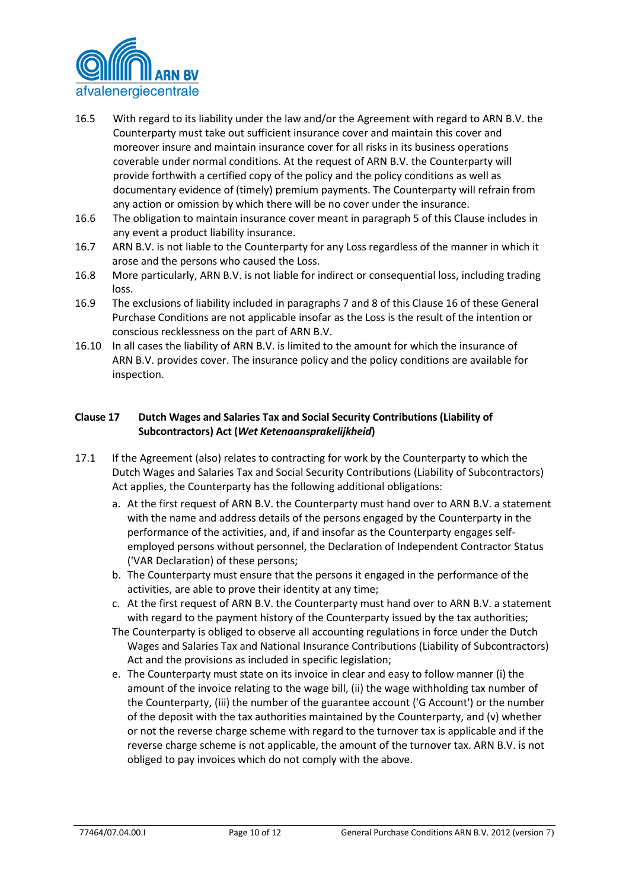16.5 With regard to its liability under the law and/or the Agreement with regard to ARN B.V. the Counterparty must take out sufficient insurance cover and maintain this cover and moreover insure and maintain insurance cover for all risks in its business operations coverable under normal conditions. At the request of ARN B.V. the Counterparty will provide forthwith a certified copy of the policy and the policy conditions as well as documentary evidence of (timely) premium payments. The Counterparty will refrain from any action or omission by which there will be no cover under the insurance.

16.6 The obligation to maintain insurance cover meant in paragraph 5 of this Clause includes in any event a product liability insurance.

16.7 ARN B.V. is not liable to the Counterparty for any Loss regardless of the manner in which it arose and the persons who caused the Loss.

16.8 More particularly, ARN B.V. is not liable for indirect or consequential loss, including trading loss.

16.9 The exclusions of liability included in paragraphs 7 and 8 of this Clause 16 of these General Purchase Conditions are not applicable insofar as the Loss is the result of the intention or conscious recklessness on the part of ARN B.V.

16.10 In all cases the liability of ARN B.V. is limited to the amount for which the insurance of ARN B.V. provides cover. The insurance policy and the policy conditions are available for inspection.

## Clause 17 Dutch Wages and Salaries Tax and Social Security Contributions (Liability of Subcontractors) Act (*Wet Ketenaansprakelijkheid*)

17.1 If the Agreement (also) relates to contracting for work by the Counterparty to which the Dutch Wages and Salaries Tax and Social Security Contributions (Liability of Subcontractors) Act applies, the Counterparty has the following additional obligations:

a. At the first request of ARN B.V. the Counterparty must hand over to ARN B.V. a statement with the name and address details of the persons engaged by the Counterparty in the performance of the activities, and, if and insofar as the Counterparty engages self-employed persons without personnel, the Declaration of Independent Contractor Status ('VAR Declaration) of these persons;

b. The Counterparty must ensure that the persons it engaged in the performance of the activities, are able to prove their identity at any time;

c. At the first request of ARN B.V. the Counterparty must hand over to ARN B.V. a statement with regard to the payment history of the Counterparty issued by the tax authorities;

The Counterparty is obliged to observe all accounting regulations in force under the Dutch Wages and Salaries Tax and National Insurance Contributions (Liability of Subcontractors) Act and the provisions as included in specific legislation;

e. The Counterparty must state on its invoice in clear and easy to follow manner (i) the amount of the invoice relating to the wage bill, (ii) the wage withholding tax number of the Counterparty, (iii) the number of the guarantee account ('G Account') or the number of the deposit with the tax authorities maintained by the Counterparty, and (v) whether or not the reverse charge scheme with regard to the turnover tax is applicable and if the reverse charge scheme is not applicable, the amount of the turnover tax. ARN B.V. is not obliged to pay invoices which do not comply with the above.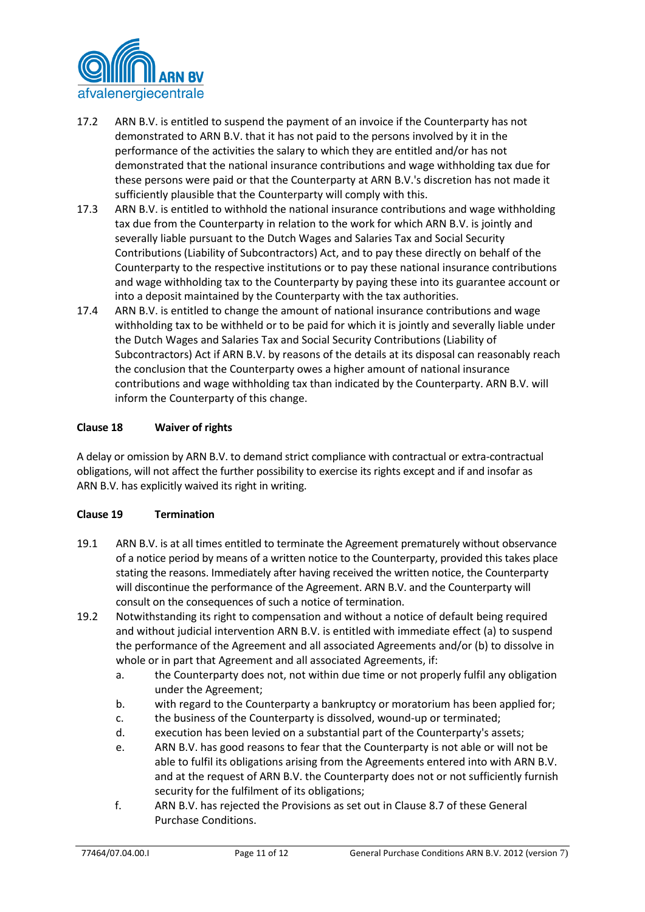17.2 ARN B.V. is entitled to suspend the payment of an invoice if the Counterparty has not demonstrated to ARN B.V. that it has not paid to the persons involved by it in the performance of the activities the salary to which they are entitled and/or has not demonstrated that the national insurance contributions and wage withholding tax due for these persons were paid or that the Counterparty at ARN B.V.'s discretion has not made it sufficiently plausible that the Counterparty will comply with this.

17.3 ARN B.V. is entitled to withhold the national insurance contributions and wage withholding tax due from the Counterparty in relation to the work for which ARN B.V. is jointly and severally liable pursuant to the Dutch Wages and Salaries Tax and Social Security Contributions (Liability of Subcontractors) Act, and to pay these directly on behalf of the Counterparty to the respective institutions or to pay these national insurance contributions and wage withholding tax to the Counterparty by paying these into its guarantee account or into a deposit maintained by the Counterparty with the tax authorities.

17.4 ARN B.V. is entitled to change the amount of national insurance contributions and wage withholding tax to be withheld or to be paid for which it is jointly and severally liable under the Dutch Wages and Salaries Tax and Social Security Contributions (Liability of Subcontractors) Act if ARN B.V. by reasons of the details at its disposal can reasonably reach the conclusion that the Counterparty owes a higher amount of national insurance contributions and wage withholding tax than indicated by the Counterparty. ARN B.V. will inform the Counterparty of this change.

**Clause 18 Waiver of rights**

A delay or omission by ARN B.V. to demand strict compliance with contractual or extra-contractual obligations, will not affect the further possibility to exercise its rights except and if and insofar as ARN B.V. has explicitly waived its right in writing.

**Clause 19 Termination**

19.1 ARN B.V. is at all times entitled to terminate the Agreement prematurely without observance of a notice period by means of a written notice to the Counterparty, provided this takes place stating the reasons. Immediately after having received the written notice, the Counterparty will discontinue the performance of the Agreement. ARN B.V. and the Counterparty will consult on the consequences of such a notice of termination.

19.2 Notwithstanding its right to compensation and without a notice of default being required and without judicial intervention ARN B.V. is entitled with immediate effect (a) to suspend the performance of the Agreement and all associated Agreements and/or (b) to dissolve in whole or in part that Agreement and all associated Agreements, if:

a. the Counterparty does not, not within due time or not properly fulfil any obligation under the Agreement;
b. with regard to the Counterparty a bankruptcy or moratorium has been applied for;
c. the business of the Counterparty is dissolved, wound-up or terminated;
d. execution has been levied on a substantial part of the Counterparty's assets;
e. ARN B.V. has good reasons to fear that the Counterparty is not able or will not be able to fulfil its obligations arising from the Agreements entered into with ARN B.V. and at the request of ARN B.V. the Counterparty does not or not sufficiently furnish security for the fulfilment of its obligations;
f. ARN B.V. has rejected the Provisions as set out in Clause 8.7 of these General Purchase Conditions.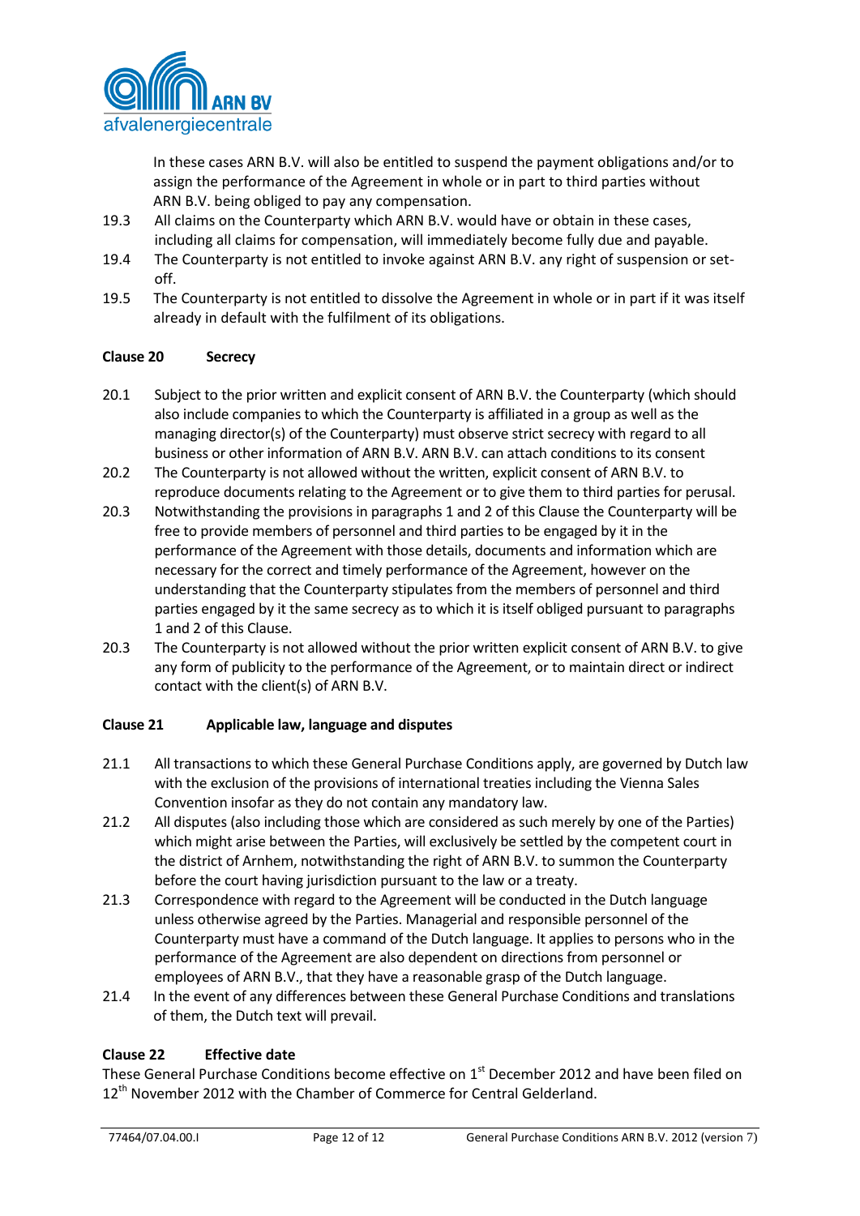In these cases ARN B.V. will also be entitled to suspend the payment obligations and/or to assign the performance of the Agreement in whole or in part to third parties without ARN B.V. being obliged to pay any compensation.

19.3 All claims on the Counterparty which ARN B.V. would have or obtain in these cases, including all claims for compensation, will immediately become fully due and payable.

19.4 The Counterparty is not entitled to invoke against ARN B.V. any right of suspension or set-off.

19.5 The Counterparty is not entitled to dissolve the Agreement in whole or in part if it was itself already in default with the fulfilment of its obligations.

**Clause 20 Secrecy**

20.1 Subject to the prior written and explicit consent of ARN B.V. the Counterparty (which should also include companies to which the Counterparty is affiliated in a group as well as the managing director(s) of the Counterparty) must observe strict secrecy with regard to all business or other information of ARN B.V. ARN B.V. can attach conditions to its consent

20.2 The Counterparty is not allowed without the written, explicit consent of ARN B.V. to reproduce documents relating to the Agreement or to give them to third parties for perusal.

20.3 Notwithstanding the provisions in paragraphs 1 and 2 of this Clause the Counterparty will be free to provide members of personnel and third parties to be engaged by it in the performance of the Agreement with those details, documents and information which are necessary for the correct and timely performance of the Agreement, however on the understanding that the Counterparty stipulates from the members of personnel and third parties engaged by it the same secrecy as to which it is itself obliged pursuant to paragraphs 1 and 2 of this Clause.

20.3 The Counterparty is not allowed without the prior written explicit consent of ARN B.V. to give any form of publicity to the performance of the Agreement, or to maintain direct or indirect contact with the client(s) of ARN B.V.

**Clause 21 Applicable law, language and disputes**

21.1 All transactions to which these General Purchase Conditions apply, are governed by Dutch law with the exclusion of the provisions of international treaties including the Vienna Sales Convention insofar as they do not contain any mandatory law.

21.2 All disputes (also including those which are considered as such merely by one of the Parties) which might arise between the Parties, will exclusively be settled by the competent court in the district of Arnhem, notwithstanding the right of ARN B.V. to summon the Counterparty before the court having jurisdiction pursuant to the law or a treaty.

21.3 Correspondence with regard to the Agreement will be conducted in the Dutch language unless otherwise agreed by the Parties. Managerial and responsible personnel of the Counterparty must have a command of the Dutch language. It applies to persons who in the performance of the Agreement are also dependent on directions from personnel or employees of ARN B.V., that they have a reasonable grasp of the Dutch language.

21.4 In the event of any differences between these General Purchase Conditions and translations of them, the Dutch text will prevail.

**Clause 22 Effective date**

These General Purchase Conditions become effective on 1st December 2012 and have been filed on 12th November 2012 with the Chamber of Commerce for Central Gelderland.